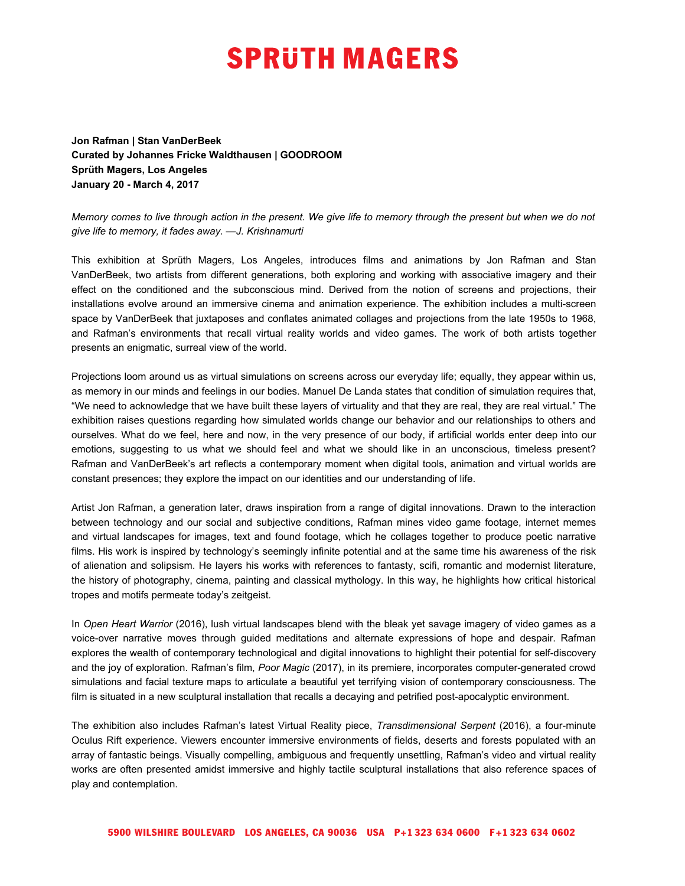# SPRÜTH MAGERS

**Jon Rafman | Stan VanDerBeek**
**Curated by Johannes Fricke Waldthausen | GOODROOM**
**Sprüth Magers, Los Angeles**
**January 20 - March 4, 2017**

*Memory comes to live through action in the present. We give life to memory through the present but when we do not give life to memory, it fades away. —J. Krishnamurti*

This exhibition at Sprüth Magers, Los Angeles, introduces films and animations by Jon Rafman and Stan VanDerBeek, two artists from different generations, both exploring and working with associative imagery and their effect on the conditioned and the subconscious mind. Derived from the notion of screens and projections, their installations evolve around an immersive cinema and animation experience. The exhibition includes a multi-screen space by VanDerBeek that juxtaposes and conflates animated collages and projections from the late 1950s to 1968, and Rafman's environments that recall virtual reality worlds and video games. The work of both artists together presents an enigmatic, surreal view of the world.

Projections loom around us as virtual simulations on screens across our everyday life; equally, they appear within us, as memory in our minds and feelings in our bodies. Manuel De Landa states that condition of simulation requires that, "We need to acknowledge that we have built these layers of virtuality and that they are real, they are real virtual." The exhibition raises questions regarding how simulated worlds change our behavior and our relationships to others and ourselves. What do we feel, here and now, in the very presence of our body, if artificial worlds enter deep into our emotions, suggesting to us what we should feel and what we should like in an unconscious, timeless present? Rafman and VanDerBeek's art reflects a contemporary moment when digital tools, animation and virtual worlds are constant presences; they explore the impact on our identities and our understanding of life.

Artist Jon Rafman, a generation later, draws inspiration from a range of digital innovations. Drawn to the interaction between technology and our social and subjective conditions, Rafman mines video game footage, internet memes and virtual landscapes for images, text and found footage, which he collages together to produce poetic narrative films. His work is inspired by technology's seemingly infinite potential and at the same time his awareness of the risk of alienation and solipsism. He layers his works with references to fantasy, scifi, romantic and modernist literature, the history of photography, cinema, painting and classical mythology. In this way, he highlights how critical historical tropes and motifs permeate today's zeitgeist.

In *Open Heart Warrior* (2016), lush virtual landscapes blend with the bleak yet savage imagery of video games as a voice-over narrative moves through guided meditations and alternate expressions of hope and despair. Rafman explores the wealth of contemporary technological and digital innovations to highlight their potential for self-discovery and the joy of exploration. Rafman's film, *Poor Magic* (2017), in its premiere, incorporates computer-generated crowd simulations and facial texture maps to articulate a beautiful yet terrifying vision of contemporary consciousness. The film is situated in a new sculptural installation that recalls a decaying and petrified post-apocalyptic environment.

The exhibition also includes Rafman's latest Virtual Reality piece, *Transdimensional Serpent* (2016), a four-minute Oculus Rift experience. Viewers encounter immersive environments of fields, deserts and forests populated with an array of fantastic beings. Visually compelling, ambiguous and frequently unsettling, Rafman's video and virtual reality works are often presented amidst immersive and highly tactile sculptural installations that also reference spaces of play and contemplation.

5900 WILSHIRE BOULEVARD LOS ANGELES, CA 90036 USA P+1 323 634 0600 F+1 323 634 0602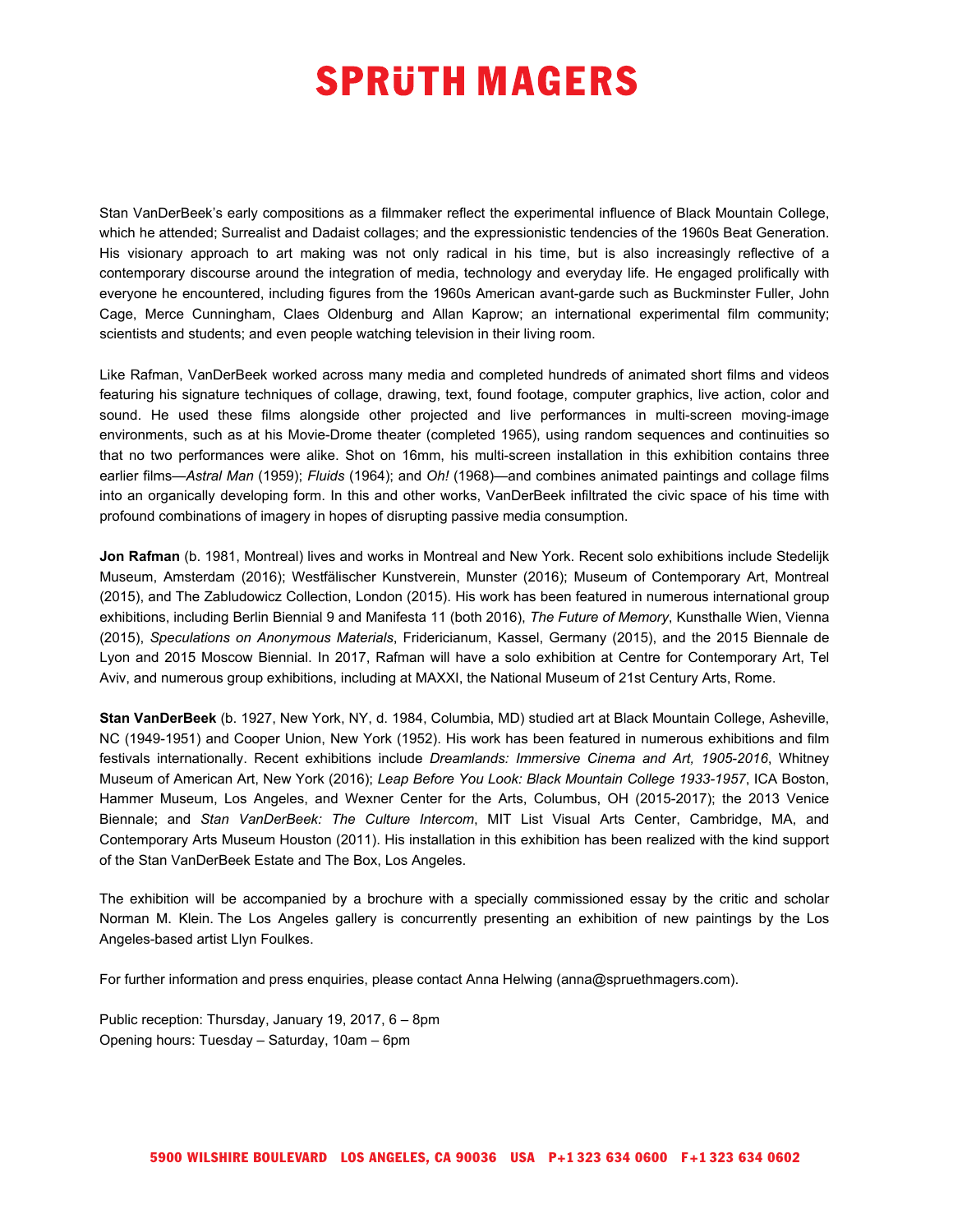Stan VanDerBeek's early compositions as a filmmaker reflect the experimental influence of Black Mountain College, which he attended; Surrealist and Dadaist collages; and the expressionistic tendencies of the 1960s Beat Generation. His visionary approach to art making was not only radical in his time, but is also increasingly reflective of a contemporary discourse around the integration of media, technology and everyday life. He engaged prolifically with everyone he encountered, including figures from the 1960s American avant-garde such as Buckminster Fuller, John Cage, Merce Cunningham, Claes Oldenburg and Allan Kaprow; an international experimental film community; scientists and students; and even people watching television in their living room.

Like Rafman, VanDerBeek worked across many media and completed hundreds of animated short films and videos featuring his signature techniques of collage, drawing, text, found footage, computer graphics, live action, color and sound. He used these films alongside other projected and live performances in multi-screen moving-image environments, such as at his Movie-Drome theater (completed 1965), using random sequences and continuities so that no two performances were alike. Shot on 16mm, his multi-screen installation in this exhibition contains three earlier films—*Astral Man* (1959); *Fluids* (1964); and *Oh!* (1968)—and combines animated paintings and collage films into an organically developing form. In this and other works, VanDerBeek infiltrated the civic space of his time with profound combinations of imagery in hopes of disrupting passive media consumption.

**Jon Rafman** (b. 1981, Montreal) lives and works in Montreal and New York. Recent solo exhibitions include Stedelijk Museum, Amsterdam (2016); Westfälischer Kunstverein, Munster (2016); Museum of Contemporary Art, Montreal (2015), and The Zabludowicz Collection, London (2015). His work has been featured in numerous international group exhibitions, including Berlin Biennial 9 and Manifesta 11 (both 2016), *The Future of Memory*, Kunsthalle Wien, Vienna (2015), *Speculations on Anonymous Materials*, Fridericianum, Kassel, Germany (2015), and the 2015 Biennale de Lyon and 2015 Moscow Biennial. In 2017, Rafman will have a solo exhibition at Centre for Contemporary Art, Tel Aviv, and numerous group exhibitions, including at MAXXI, the National Museum of 21st Century Arts, Rome.

**Stan VanDerBeek** (b. 1927, New York, NY, d. 1984, Columbia, MD) studied art at Black Mountain College, Asheville, NC (1949-1951) and Cooper Union, New York (1952). His work has been featured in numerous exhibitions and film festivals internationally. Recent exhibitions include *Dreamlands: Immersive Cinema and Art, 1905-2016*, Whitney Museum of American Art, New York (2016); *Leap Before You Look: Black Mountain College 1933-1957*, ICA Boston, Hammer Museum, Los Angeles, and Wexner Center for the Arts, Columbus, OH (2015-2017); the 2013 Venice Biennale; and *Stan VanDerBeek: The Culture Intercom*, MIT List Visual Arts Center, Cambridge, MA, and Contemporary Arts Museum Houston (2011). His installation in this exhibition has been realized with the kind support of the Stan VanDerBeek Estate and The Box, Los Angeles.

The exhibition will be accompanied by a brochure with a specially commissioned essay by the critic and scholar Norman M. Klein. The Los Angeles gallery is concurrently presenting an exhibition of new paintings by the Los Angeles-based artist Llyn Foulkes.

For further information and press enquiries, please contact Anna Helwing (anna@spruethmagers.com).

Public reception: Thursday, January 19, 2017, 6 – 8pm
Opening hours: Tuesday – Saturday, 10am – 6pm